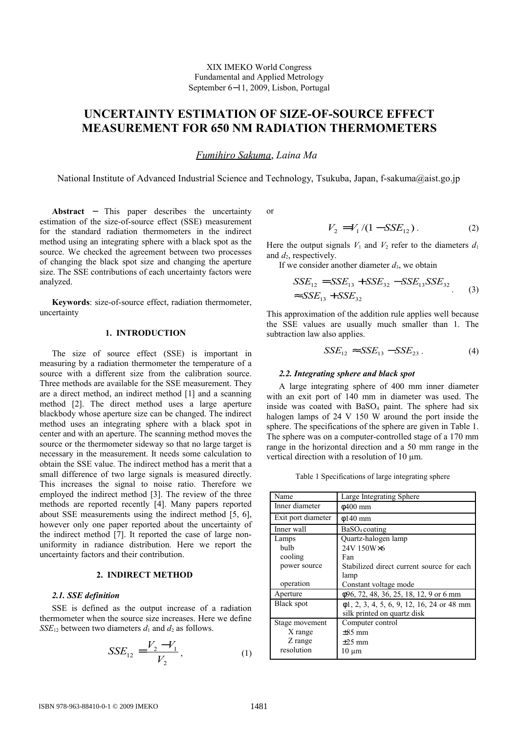XIX IMEKO World Congress
Fundamental and Applied Metrology
September 6−11, 2009, Lisbon, Portugal

# UNCERTAINTY ESTIMATION OF SIZE-OF-SOURCE EFFECT MEASUREMENT FOR 650 NM RADIATION THERMOMETERS

*Fumihiro Sakuma*, *Laina Ma*

National Institute of Advanced Industrial Science and Technology, Tsukuba, Japan, f-sakuma@aist.go.jp

**Abstract** − This paper describes the uncertainty estimation of the size-of-source effect (SSE) measurement for the standard radiation thermometers in the indirect method using an integrating sphere with a black spot as the source. We checked the agreement between two processes of changing the black spot size and changing the aperture size. The SSE contributions of each uncertainty factors were analyzed.

**Keywords**: size-of-source effect, radiation thermometer, uncertainty

## 1. INTRODUCTION

The size of source effect (SSE) is important in measuring by a radiation thermometer the temperature of a source with a different size from the calibration source. Three methods are available for the SSE measurement. They are a direct method, an indirect method [1] and a scanning method [2]. The direct method uses a large aperture blackbody whose aperture size can be changed. The indirect method uses an integrating sphere with a black spot in center and with an aperture. The scanning method moves the source or the thermometer sideway so that no large target is necessary in the measurement. It needs some calculation to obtain the SSE value. The indirect method has a merit that a small difference of two large signals is measured directly. This increases the signal to noise ratio. Therefore we employed the indirect method [3]. The review of the three methods are reported recently [4]. Many papers reported about SSE measurements using the indirect method [5, 6], however only one paper reported about the uncertainty of the indirect method [7]. It reported the case of large non-uniformity in radiance distribution. Here we report the uncertainty factors and their contribution.

## 2. INDIRECT METHOD

### 2.1. SSE definition

SSE is defined as the output increase of a radiation thermometer when the source size increases. Here we define $SSE_{12}$ between two diameters $d_1$ and $d_2$ as follows.

$$SSE_{12} = \frac{V_2 - V_1}{V_2}, \tag{1}$$

or

$$V_2 = V_1 / (1 - SSE_{12}). \tag{2}$$

Here the output signals $V_1$ and $V_2$ refer to the diameters $d_1$ and $d_2$, respectively.

If we consider another diameter $d_3$, we obtain

$$\begin{aligned} SSE_{12} &= SSE_{13} + SSE_{32} - SSE_{13}SSE_{32} \\ &\approx SSE_{13} + SSE_{32} \end{aligned}. \tag{3}$$

This approximation of the addition rule applies well because the SSE values are usually much smaller than 1. The subtraction law also applies.

$$SSE_{12} \approx SSE_{13} - SSE_{23}. \tag{4}$$

### 2.2. Integrating sphere and black spot

A large integrating sphere of 400 mm inner diameter with an exit port of 140 mm in diameter was used. The inside was coated with $BaSO_4$ paint. The sphere had six halogen lamps of 24 V 150 W around the port inside the sphere. The specifications of the sphere are given in Table 1. The sphere was on a computer-controlled stage of a 170 mm range in the horizontal direction and a 50 mm range in the vertical direction with a resolution of 10 µm.

Table 1 Specifications of large integrating sphere

| Name | Large Integrating Sphere |
|---|---|
| Inner diameter | φ400 mm |
| Exit port diameter | φ140 mm |
| Inner wall | $BaSO_4$ coating |
| Lamps<br>bulb<br>cooling<br>power source<br><br>operation | Quartz-halogen lamp<br>24V 150W×6<br>Fan<br>Stabilized direct current source for each lamp<br>Constant voltage mode |
| Aperture | φ96, 72, 48, 36, 25, 18, 12, 9 or 6 mm |
| Black spot | φ1, 2, 3, 4, 5, 6, 9, 12, 16, 24 or 48 mm silk printed on quartz disk |
| Stage movement<br>X range<br>Z range<br>resolution | Computer control<br>±85 mm<br>±25 mm<br>10 µm |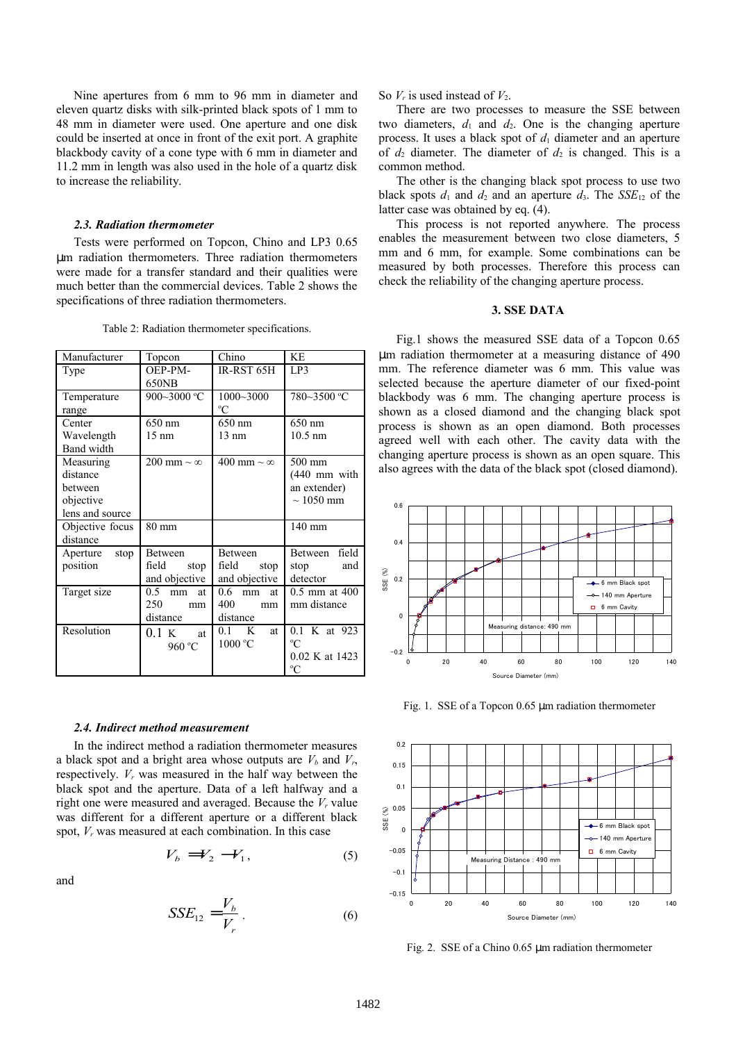Nine apertures from 6 mm to 96 mm in diameter and eleven quartz disks with silk-printed black spots of 1 mm to 48 mm in diameter were used. One aperture and one disk could be inserted at once in front of the exit port. A graphite blackbody cavity of a cone type with 6 mm in diameter and 11.2 mm in length was also used in the hole of a quartz disk to increase the reliability.

### 2.3. Radiation thermometer

Tests were performed on Topcon, Chino and LP3 0.65 μm radiation thermometers. Three radiation thermometers were made for a transfer standard and their qualities were much better than the commercial devices. Table 2 shows the specifications of three radiation thermometers.

Table 2: Radiation thermometer specifications.

| Manufacturer | Topcon | Chino | KE |
|---|---|---|---|
| Type | OEP-PM-650NB | IR-RST 65H | LP3 |
| Temperature range | 900~3000 °C | 1000~3000 °C | 780~3500 °C |
| Center Wavelength Band width | 650 nm 15 nm | 650 nm 13 nm | 650 nm 10.5 nm |
| Measuring distance between objective lens and source | 200 mm ~ ∞ | 400 mm ~ ∞ | 500 mm (440 mm with an extender) ~ 1050 mm |
| Objective focus distance | 80 mm | | 140 mm |
| Aperture stop position | Between field stop and objective | Between field stop and objective | Between field stop and detector |
| Target size | 0.5 mm at 250 mm distance | 0.6 mm at 400 mm distance | 0.5 mm at 400 mm distance |
| Resolution | 0.1 K at 960 °C | 0.1 K at 1000 °C | 0.1 K at 923 °C 0.02 K at 1423 °C |

### 2.4. Indirect method measurement

In the indirect method a radiation thermometer measures a black spot and a bright area whose outputs are $V_b$ and $V_r$, respectively. $V_r$ was measured in the half way between the black spot and the aperture. Data of a left halfway and a right one were measured and averaged. Because the $V_r$ value was different for a different aperture or a different black spot, $V_r$ was measured at each combination. In this case

$$V_b = V_2 - V_1, \tag{5}$$

and

$$SSE_{12} = \frac{V_b}{V_r}. \tag{6}$$

So $V_r$ is used instead of $V_2$.

There are two processes to measure the SSE between two diameters, $d_1$ and $d_2$. One is the changing aperture process. It uses a black spot of $d_1$ diameter and an aperture of $d_2$ diameter. The diameter of $d_2$ is changed. This is a common method.

The other is the changing black spot process to use two black spots $d_1$ and $d_2$ and an aperture $d_3$. The $SSE_{12}$ of the latter case was obtained by eq. (4).

This process is not reported anywhere. The process enables the measurement between two close diameters, 5 mm and 6 mm, for example. Some combinations can be measured by both processes. Therefore this process can check the reliability of the changing aperture process.

## 3. SSE DATA

Fig.1 shows the measured SSE data of a Topcon 0.65 μm radiation thermometer at a measuring distance of 490 mm. The reference diameter was 6 mm. This value was selected because the aperture diameter of our fixed-point blackbody was 6 mm. The changing aperture process is shown as a closed diamond and the changing black spot process is shown as an open diamond. Both processes agreed well with each other. The cavity data with the changing aperture process is shown as an open square. This also agrees with the data of the black spot (closed diamond).

Fig. 1. SSE of a Topcon 0.65 μm radiation thermometer

Fig. 2. SSE of a Chino 0.65 μm radiation thermometer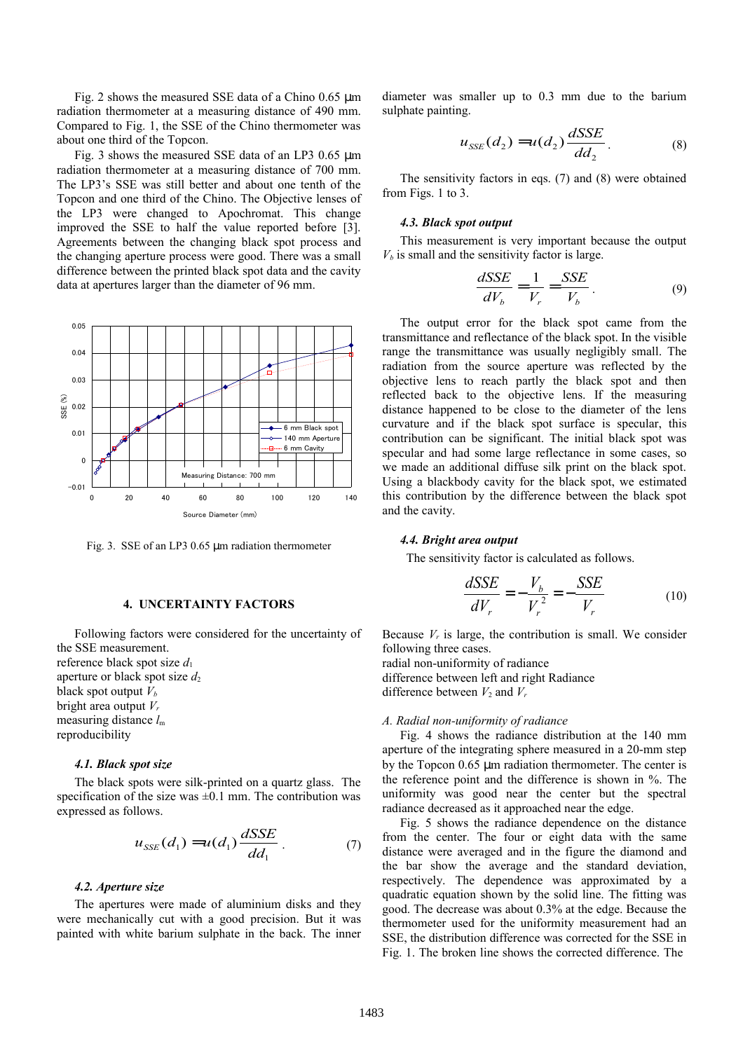Fig. 2 shows the measured SSE data of a Chino 0.65 μm radiation thermometer at a measuring distance of 490 mm. Compared to Fig. 1, the SSE of the Chino thermometer was about one third of the Topcon.

Fig. 3 shows the measured SSE data of an LP3 0.65 μm radiation thermometer at a measuring distance of 700 mm. The LP3's SSE was still better and about one tenth of the Topcon and one third of the Chino. The Objective lenses of the LP3 were changed to Apochromat. This change improved the SSE to half the value reported before [3]. Agreements between the changing black spot process and the changing aperture process were good. There was a small difference between the printed black spot data and the cavity data at apertures larger than the diameter of 96 mm.

Fig. 3. SSE of an LP3 0.65 μm radiation thermometer

## 4. UNCERTAINTY FACTORS

Following factors were considered for the uncertainty of the SSE measurement.

reference black spot size $d_1$
aperture or black spot size $d_2$
black spot output $V_b$
bright area output $V_r$
measuring distance $l_m$
reproducibility

### 4.1. Black spot size

The black spots were silk-printed on a quartz glass. The specification of the size was ±0.1 mm. The contribution was expressed as follows.

$$u_{SSE}(d_1) = u(d_1)\frac{dSSE}{dd_1}. \tag{7}$$

### 4.2. Aperture size

The apertures were made of aluminium disks and they were mechanically cut with a good precision. But it was painted with white barium sulphate in the back. The inner diameter was smaller up to 0.3 mm due to the barium sulphate painting.

$$u_{SSE}(d_2) = u(d_2)\frac{dSSE}{dd_2}. \tag{8}$$

The sensitivity factors in eqs. (7) and (8) were obtained from Figs. 1 to 3.

### 4.3. Black spot output

This measurement is very important because the output $V_b$ is small and the sensitivity factor is large.

$$\frac{dSSE}{dV_b} = \frac{1}{V_r} = \frac{SSE}{V_b}. \tag{9}$$

The output error for the black spot came from the transmittance and reflectance of the black spot. In the visible range the transmittance was usually negligibly small. The radiation from the source aperture was reflected by the objective lens to reach partly the black spot and then reflected back to the objective lens. If the measuring distance happened to be close to the diameter of the lens curvature and if the black spot surface is specular, this contribution can be significant. The initial black spot was specular and had some large reflectance in some cases, so we made an additional diffuse silk print on the black spot. Using a blackbody cavity for the black spot, we estimated this contribution by the difference between the black spot and the cavity.

### 4.4. Bright area output

The sensitivity factor is calculated as follows.

$$\frac{dSSE}{dV_r} = -\frac{V_b}{V_r^{\,2}} = -\frac{SSE}{V_r} \tag{10}$$

Because $V_r$ is large, the contribution is small. We consider following three cases.

radial non-uniformity of radiance
difference between left and right Radiance
difference between $V_2$ and $V_r$

*A. Radial non-uniformity of radiance*

Fig. 4 shows the radiance distribution at the 140 mm aperture of the integrating sphere measured in a 20-mm step by the Topcon 0.65 μm radiation thermometer. The center is the reference point and the difference is shown in %. The uniformity was good near the center but the spectral radiance decreased as it approached near the edge.

Fig. 5 shows the radiance dependence on the distance from the center. The four or eight data with the same distance were averaged and in the figure the diamond and the bar show the average and the standard deviation, respectively. The dependence was approximated by a quadratic equation shown by the solid line. The fitting was good. The decrease was about 0.3% at the edge. Because the thermometer used for the uniformity measurement had an SSE, the distribution difference was corrected for the SSE in Fig. 1. The broken line shows the corrected difference. The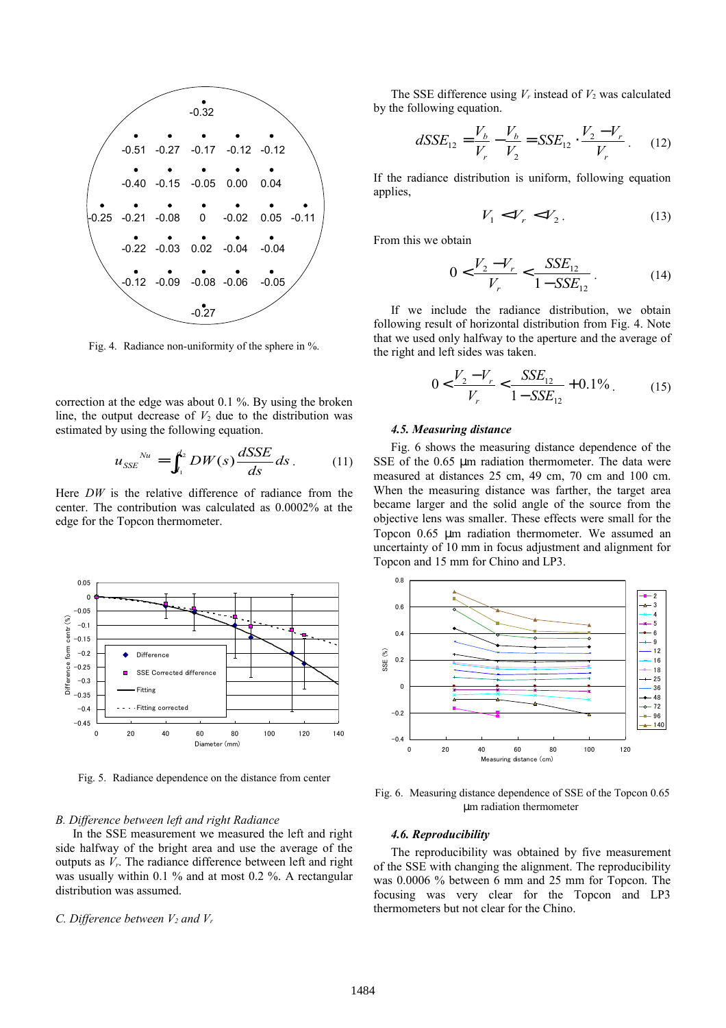Fig. 4. Radiance non-uniformity of the sphere in %.

correction at the edge was about 0.1 %. By using the broken line, the output decrease of $V_2$ due to the distribution was estimated by using the following equation.

$$u_{SSE}^{Nu} = \int_{d_1}^{d_2} DW(s) \frac{dSSE}{ds} ds . \qquad (11)$$

Here $DW$ is the relative difference of radiance from the center. The contribution was calculated as 0.0002% at the edge for the Topcon thermometer.

Fig. 5. Radiance dependence on the distance from center

*B. Difference between left and right Radiance*

In the SSE measurement we measured the left and right side halfway of the bright area and use the average of the outputs as $V_r$. The radiance difference between left and right was usually within 0.1 % and at most 0.2 %. A rectangular distribution was assumed.

*C. Difference between $V_2$ and $V_r$*

The SSE difference using $V_r$ instead of $V_2$ was calculated by the following equation.

$$dSSE_{12} = \frac{V_b}{V_r} - \frac{V_b}{V_2} = SSE_{12} \cdot \frac{V_2 - V_r}{V_r} . \qquad (12)$$

If the radiance distribution is uniform, following equation applies,

$$V_1 < V_r < V_2 . \qquad (13)$$

From this we obtain

$$0 < \frac{V_2 - V_r}{V_r} < \frac{SSE_{12}}{1 - SSE_{12}} . \qquad (14)$$

If we include the radiance distribution, we obtain following result of horizontal distribution from Fig. 4. Note that we used only halfway to the aperture and the average of the right and left sides was taken.

$$0 < \frac{V_2 - V_r}{V_r} < \frac{SSE_{12}}{1 - SSE_{12}} + 0.1\% . \qquad (15)$$

### *4.5. Measuring distance*

Fig. 6 shows the measuring distance dependence of the SSE of the 0.65 μm radiation thermometer. The data were measured at distances 25 cm, 49 cm, 70 cm and 100 cm. When the measuring distance was farther, the target area became larger and the solid angle of the source from the objective lens was smaller. These effects were small for the Topcon 0.65 μm radiation thermometer. We assumed an uncertainty of 10 mm in focus adjustment and alignment for Topcon and 15 mm for Chino and LP3.

Fig. 6. Measuring distance dependence of SSE of the Topcon 0.65 μm radiation thermometer

### *4.6. Reproducibility*

The reproducibility was obtained by five measurement of the SSE with changing the alignment. The reproducibility was 0.0006 % between 6 mm and 25 mm for Topcon. The focusing was very clear for the Topcon and LP3 thermometers but not clear for the Chino.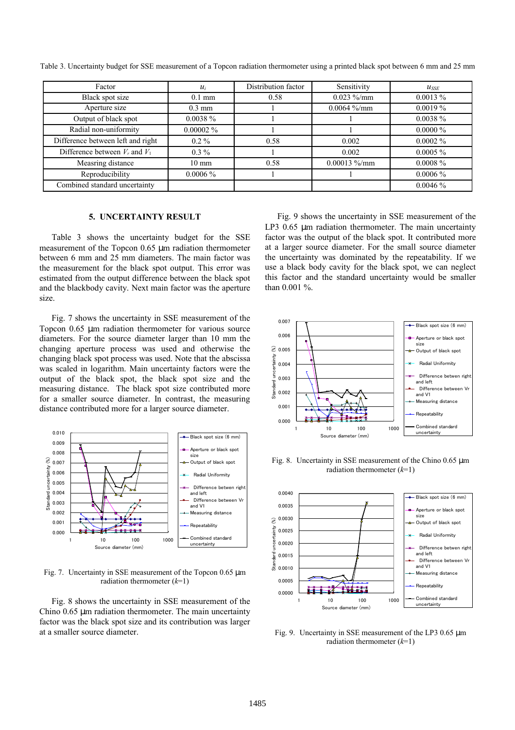Table 3. Uncertainty budget for SSE measurement of a Topcon radiation thermometer using a printed black spot between 6 mm and 25 mm

| Factor | $u_i$ | Distribution factor | Sensitivity | $u_{SSE}$ |
|---|---|---|---|---|
| Black spot size | 0.1 mm | 0.58 | 0.023 %/mm | 0.0013 % |
| Aperture size | 0.3 mm | 1 | 0.0064 %/mm | 0.0019 % |
| Output of black spot | 0.0038 % | 1 | 1 | 0.0038 % |
| Radial non-uniformity | 0.00002 % | 1 | 1 | 0.0000 % |
| Difference between left and right | 0.2 % | 0.58 | 0.002 | 0.0002 % |
| Difference between $V_r$ and $V_1$ | 0.3 % | 1 | 0.002 | 0.0005 % |
| Measring distance | 10 mm | 0.58 | 0.00013 %/mm | 0.0008 % |
| Reproducibility | 0.0006 % | 1 | 1 | 0.0006 % |
| Combined standard uncertainty | | | | 0.0046 % |

## 5. UNCERTAINTY RESULT

Table 3 shows the uncertainty budget for the SSE measurement of the Topcon 0.65 µm radiation thermometer between 6 mm and 25 mm diameters. The main factor was the measurement for the black spot output. This error was estimated from the output difference between the black spot and the blackbody cavity. Next main factor was the aperture size.

Fig. 7 shows the uncertainty in SSE measurement of the Topcon 0.65 µm radiation thermometer for various source diameters. For the source diameter larger than 10 mm the changing aperture process was used and otherwise the changing black spot process was used. Note that the abscissa was scaled in logarithm. Main uncertainty factors were the output of the black spot, the black spot size and the measuring distance. The black spot size contributed more for a smaller source diameter. In contrast, the measuring distance contributed more for a larger source diameter.

Fig. 7. Uncertainty in SSE measurement of the Topcon 0.65 µm radiation thermometer ($k$=1)

Fig. 8 shows the uncertainty in SSE measurement of the Chino 0.65 µm radiation thermometer. The main uncertainty factor was the black spot size and its contribution was larger at a smaller source diameter.

Fig. 9 shows the uncertainty in SSE measurement of the LP3 0.65 µm radiation thermometer. The main uncertainty factor was the output of the black spot. It contributed more at a larger source diameter. For the small source diameter the uncertainty was dominated by the repeatability. If we use a black body cavity for the black spot, we can neglect this factor and the standard uncertainty would be smaller than 0.001 %.

Fig. 8. Uncertainty in SSE measurement of the Chino 0.65 µm radiation thermometer ($k$=1)

Fig. 9. Uncertainty in SSE measurement of the LP3 0.65 µm radiation thermometer ($k$=1)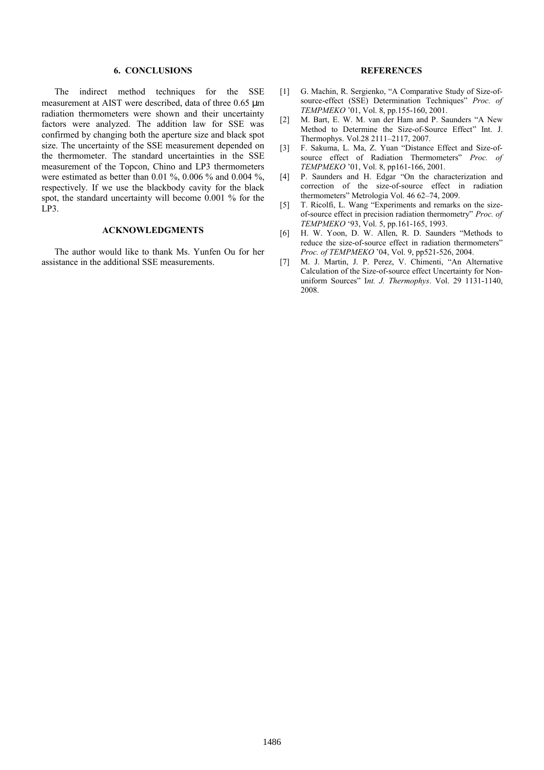## 6. CONCLUSIONS

The indirect method techniques for the SSE measurement at AIST were described, data of three 0.65 μm radiation thermometers were shown and their uncertainty factors were analyzed. The addition law for SSE was confirmed by changing both the aperture size and black spot size. The uncertainty of the SSE measurement depended on the thermometer. The standard uncertainties in the SSE measurement of the Topcon, Chino and LP3 thermometers were estimated as better than 0.01 %, 0.006 % and 0.004 %, respectively. If we use the blackbody cavity for the black spot, the standard uncertainty will become 0.001 % for the LP3.

## ACKNOWLEDGMENTS

The author would like to thank Ms. Yunfen Ou for her assistance in the additional SSE measurements.

## REFERENCES

[1] G. Machin, R. Sergienko, "A Comparative Study of Size-of-source-effect (SSE) Determination Techniques" *Proc. of TEMPMEKO* '01, Vol. 8, pp.155-160, 2001.

[2] M. Bart, E. W. M. van der Ham and P. Saunders "A New Method to Determine the Size-of-Source Effect" Int. J. Thermophys. Vol.28 2111–2117, 2007.

[3] F. Sakuma, L. Ma, Z. Yuan "Distance Effect and Size-of-source effect of Radiation Thermometers" *Proc. of TEMPMEKO* '01, Vol. 8, pp161-166, 2001.

[4] P. Saunders and H. Edgar "On the characterization and correction of the size-of-source effect in radiation thermometers" Metrologia Vol. 46 62–74, 2009.

[5] T. Ricolfi, L. Wang "Experiments and remarks on the size-of-source effect in precision radiation thermometry" *Proc. of TEMPMEKO* '93, Vol. 5, pp.161-165, 1993.

[6] H. W. Yoon, D. W. Allen, R. D. Saunders "Methods to reduce the size-of-source effect in radiation thermometers" *Proc. of TEMPMEKO* '04, Vol. 9, pp521-526, 2004.

[7] M. J. Martin, J. P. Perez, V. Chimenti, "An Alternative Calculation of the Size-of-source effect Uncertainty for Non-uniform Sources" I*nt. J. Thermophys*. Vol. 29 1131-1140, 2008.